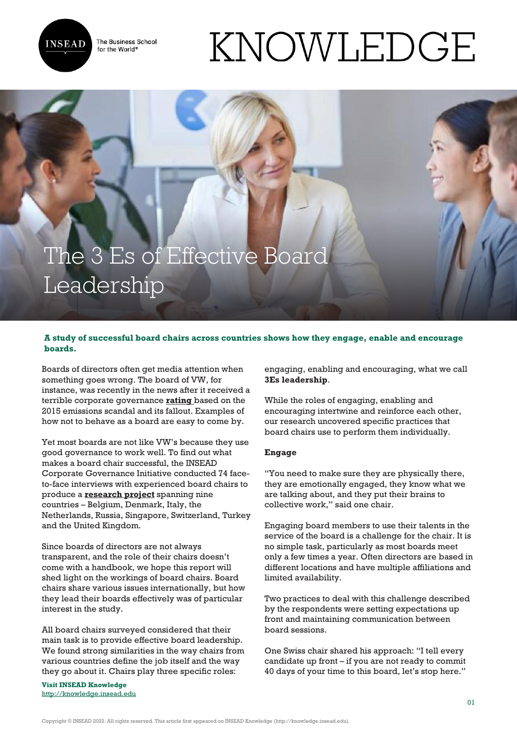# The 3 Es of Effective Board Leadership

**A study of successful board chairs across countries shows how they engage, enable and encourage boards.**

Boards of directors often get media attention when something goes wrong. The board of VW, for instance, was recently in the news after it received a terrible corporate governance **rating** based on the 2015 emissions scandal and its fallout. Examples of how not to behave as a board are easy to come by.

Yet most boards are not like VW's because they use good governance to work well. To find out what makes a board chair successful, the INSEAD Corporate Governance Initiative conducted 74 face-to-face interviews with experienced board chairs to produce a **research project** spanning nine countries – Belgium, Denmark, Italy, the Netherlands, Russia, Singapore, Switzerland, Turkey and the United Kingdom.

Since boards of directors are not always transparent, and the role of their chairs doesn't come with a handbook, we hope this report will shed light on the workings of board chairs. Board chairs share various issues internationally, but how they lead their boards effectively was of particular interest in the study.

All board chairs surveyed considered that their main task is to provide effective board leadership. We found strong similarities in the way chairs from various countries define the job itself and the way they go about it. Chairs play three specific roles: engaging, enabling and encouraging, what we call **3Es leadership**.

While the roles of engaging, enabling and encouraging intertwine and reinforce each other, our research uncovered specific practices that board chairs use to perform them individually.

**Engage**

"You need to make sure they are physically there, they are emotionally engaged, they know what we are talking about, and they put their brains to collective work," said one chair.

Engaging board members to use their talents in the service of the board is a challenge for the chair. It is no simple task, particularly as most boards meet only a few times a year. Often directors are based in different locations and have multiple affiliations and limited availability.

Two practices to deal with this challenge described by the respondents were setting expectations up front and maintaining communication between board sessions.

One Swiss chair shared his approach: "I tell every candidate up front – if you are not ready to commit 40 days of your time to this board, let's stop here."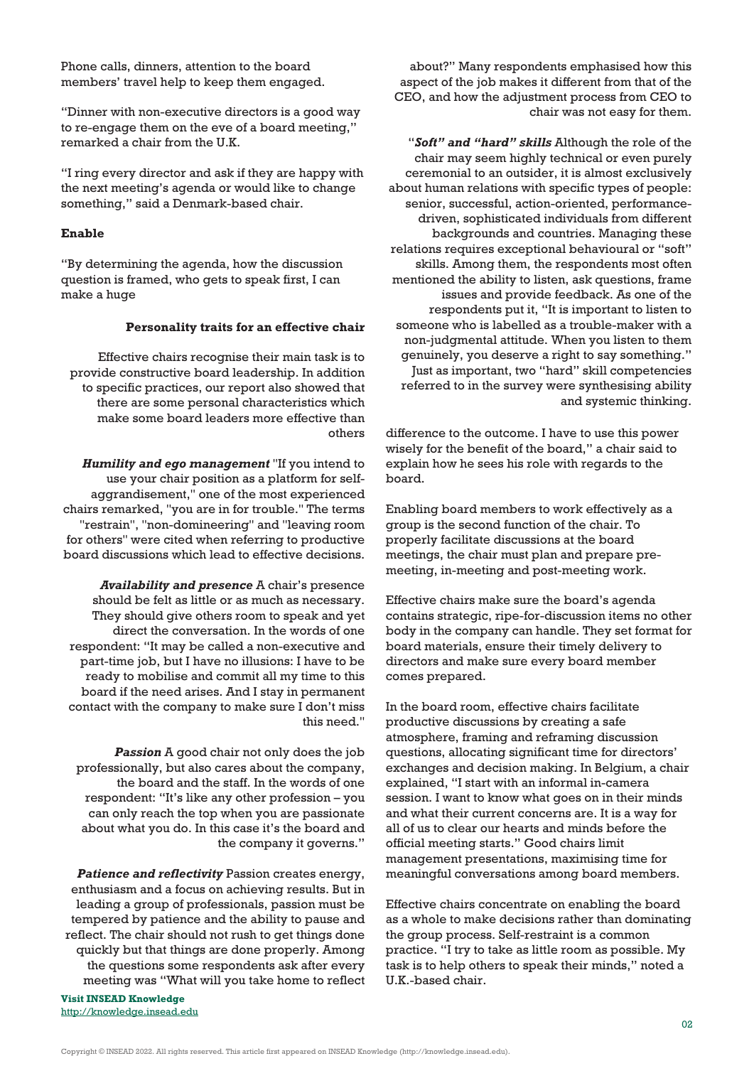Phone calls, dinners, attention to the board members' travel help to keep them engaged.

"Dinner with non-executive directors is a good way to re-engage them on the eve of a board meeting," remarked a chair from the U.K.

"I ring every director and ask if they are happy with the next meeting's agenda or would like to change something," said a Denmark-based chair.

**Enable**

"By determining the agenda, how the discussion question is framed, who gets to speak first, I can make a huge difference to the outcome. I have to use this power wisely for the benefit of the board," a chair said to explain how he sees his role with regards to the board.

Enabling board members to work effectively as a group is the second function of the chair. To properly facilitate discussions at the board meetings, the chair must plan and prepare pre-meeting, in-meeting and post-meeting work.

Effective chairs make sure the board's agenda contains strategic, ripe-for-discussion items no other body in the company can handle. They set format for board materials, ensure their timely delivery to directors and make sure every board member comes prepared.

In the board room, effective chairs facilitate productive discussions by creating a safe atmosphere, framing and reframing discussion questions, allocating significant time for directors' exchanges and decision making. In Belgium, a chair explained, "I start with an informal in-camera session. I want to know what goes on in their minds and what their current concerns are. It is a way for all of us to clear our hearts and minds before the official meeting starts." Good chairs limit management presentations, maximising time for meaningful conversations among board members.

Effective chairs concentrate on enabling the board as a whole to make decisions rather than dominating the group process. Self-restraint is a common practice. "I try to take as little room as possible. My task is to help others to speak their minds," noted a U.K.-based chair.

**Personality traits for an effective chair**

Effective chairs recognise their main task is to provide constructive board leadership. In addition to specific practices, our report also showed that there are some personal characteristics which make some board leaders more effective than others

***Humility and ego management*** "If you intend to use your chair position as a platform for self-aggrandisement," one of the most experienced chairs remarked, "you are in for trouble." The terms "restrain", "non-domineering" and "leaving room for others" were cited when referring to productive board discussions which lead to effective decisions.

***Availability and presence*** A chair's presence should be felt as little or as much as necessary. They should give others room to speak and yet direct the conversation. In the words of one respondent: "It may be called a non-executive and part-time job, but I have no illusions: I have to be ready to mobilise and commit all my time to this board if the need arises. And I stay in permanent contact with the company to make sure I don't miss this need."

***Passion*** A good chair not only does the job professionally, but also cares about the company, the board and the staff. In the words of one respondent: "It's like any other profession – you can only reach the top when you are passionate about what you do. In this case it's the board and the company it governs."

***Patience and reflectivity*** Passion creates energy, enthusiasm and a focus on achieving results. But in leading a group of professionals, passion must be tempered by patience and the ability to pause and reflect. The chair should not rush to get things done quickly but that things are done properly. Among the questions some respondents ask after every meeting was "What will you take home to reflect about?" Many respondents emphasised how this aspect of the job makes it different from that of the CEO, and how the adjustment process from CEO to chair was not easy for them.

"***Soft" and "hard" skills*** Although the role of the chair may seem highly technical or even purely ceremonial to an outsider, it is almost exclusively about human relations with specific types of people: senior, successful, action-oriented, performance-driven, sophisticated individuals from different backgrounds and countries. Managing these relations requires exceptional behavioural or "soft" skills. Among them, the respondents most often mentioned the ability to listen, ask questions, frame issues and provide feedback. As one of the respondents put it, "It is important to listen to someone who is labelled as a trouble-maker with a non-judgmental attitude. When you listen to them genuinely, you deserve a right to say something." Just as important, two "hard" skill competencies referred to in the survey were synthesising ability and systemic thinking.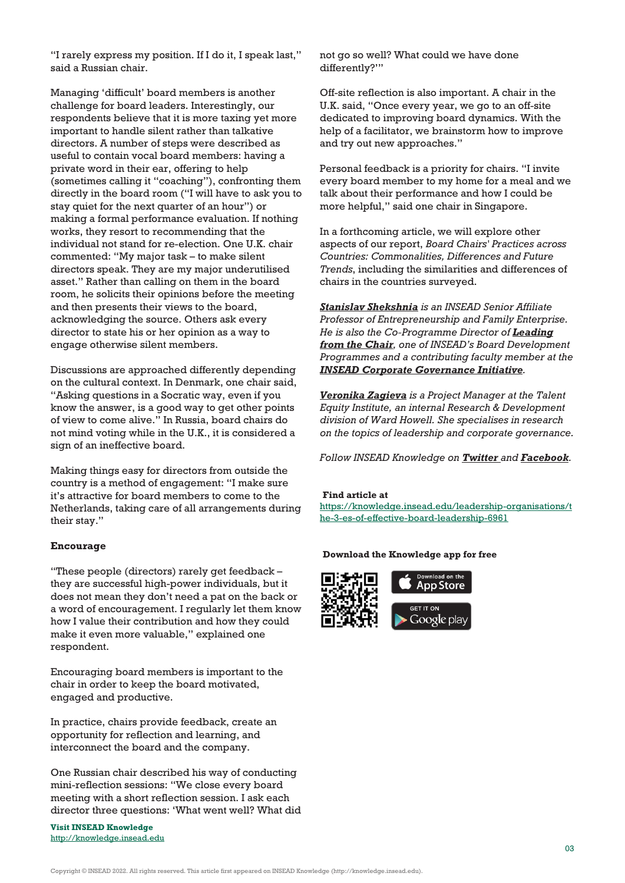"I rarely express my position. If I do it, I speak last," said a Russian chair.

Managing 'difficult' board members is another challenge for board leaders. Interestingly, our respondents believe that it is more taxing yet more important to handle silent rather than talkative directors. A number of steps were described as useful to contain vocal board members: having a private word in their ear, offering to help (sometimes calling it "coaching"), confronting them directly in the board room ("I will have to ask you to stay quiet for the next quarter of an hour") or making a formal performance evaluation. If nothing works, they resort to recommending that the individual not stand for re-election. One U.K. chair commented: "My major task – to make silent directors speak. They are my major underutilised asset." Rather than calling on them in the board room, he solicits their opinions before the meeting and then presents their views to the board, acknowledging the source. Others ask every director to state his or her opinion as a way to engage otherwise silent members.

Discussions are approached differently depending on the cultural context. In Denmark, one chair said, "Asking questions in a Socratic way, even if you know the answer, is a good way to get other points of view to come alive." In Russia, board chairs do not mind voting while in the U.K., it is considered a sign of an ineffective board.

Making things easy for directors from outside the country is a method of engagement: "I make sure it's attractive for board members to come to the Netherlands, taking care of all arrangements during their stay."

**Encourage**

"These people (directors) rarely get feedback – they are successful high-power individuals, but it does not mean they don't need a pat on the back or a word of encouragement. I regularly let them know how I value their contribution and how they could make it even more valuable," explained one respondent.

Encouraging board members is important to the chair in order to keep the board motivated, engaged and productive.

In practice, chairs provide feedback, create an opportunity for reflection and learning, and interconnect the board and the company.

One Russian chair described his way of conducting mini-reflection sessions: "We close every board meeting with a short reflection session. I ask each director three questions: 'What went well? What did not go so well? What could we have done differently?'"

Off-site reflection is also important. A chair in the U.K. said, "Once every year, we go to an off-site dedicated to improving board dynamics. With the help of a facilitator, we brainstorm how to improve and try out new approaches."

Personal feedback is a priority for chairs. "I invite every board member to my home for a meal and we talk about their performance and how I could be more helpful," said one chair in Singapore.

In a forthcoming article, we will explore other aspects of our report, *Board Chairs' Practices across Countries: Commonalities, Differences and Future Trends*, including the similarities and differences of chairs in the countries surveyed.

***Stanislav Shekshnia*** *is an INSEAD Senior Affiliate Professor of Entrepreneurship and Family Enterprise. He is also the Co-Programme Director of* ***Leading from the Chair****, one of INSEAD's Board Development Programmes and a contributing faculty member at the* ***INSEAD Corporate Governance Initiative****.*

***Veronika Zagieva*** *is a Project Manager at the Talent Equity Institute, an internal Research & Development division of Ward Howell. She specialises in research on the topics of leadership and corporate governance.*

*Follow INSEAD Knowledge on* ***Twitter*** *and* ***Facebook****.*

**Find article at**
https://knowledge.insead.edu/leadership-organisations/the-3-es-of-effective-board-leadership-6961

**Download the Knowledge app for free**

**Visit INSEAD Knowledge**
http://knowledge.insead.edu